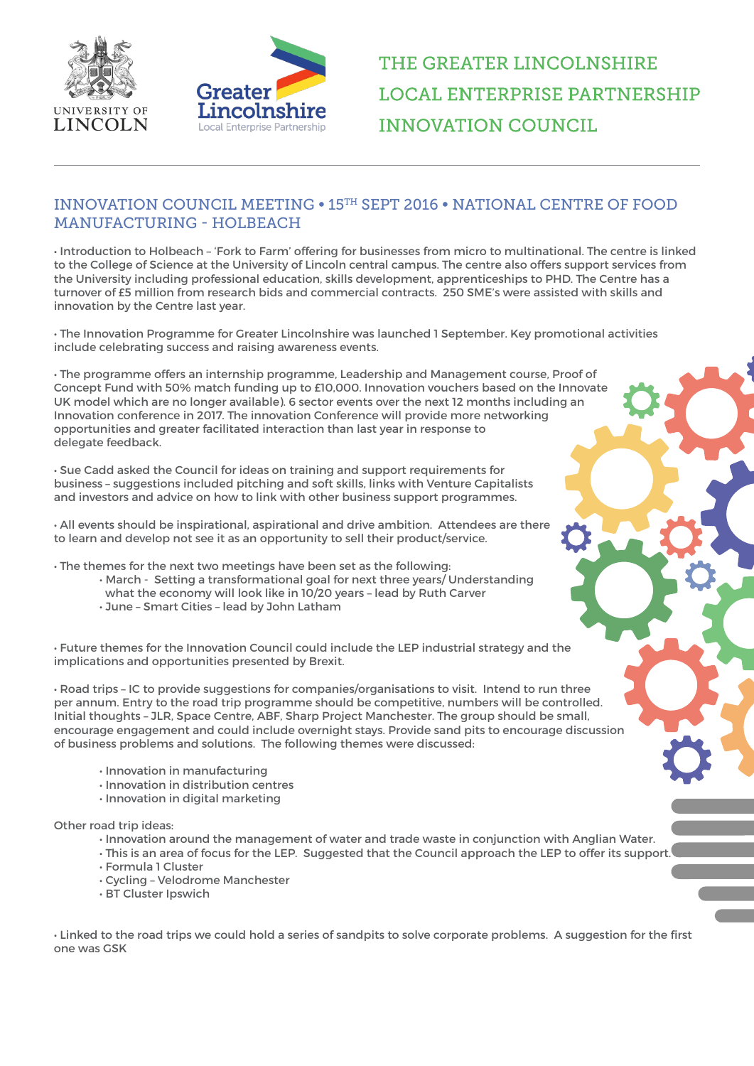# THE GREATER LINCOLNSHIRE LOCAL ENTERPRISE PARTNERSHIP INNOVATION COUNCIL

## INNOVATION COUNCIL MEETING • 15TH SEPT 2016 • NATIONAL CENTRE OF FOOD MANUFACTURING - HOLBEACH

• Introduction to Holbeach – 'Fork to Farm' offering for businesses from micro to multinational. The centre is linked to the College of Science at the University of Lincoln central campus. The centre also offers support services from the University including professional education, skills development, apprenticeships to PHD. The Centre has a turnover of £5 million from research bids and commercial contracts. 250 SME's were assisted with skills and innovation by the Centre last year.

• The Innovation Programme for Greater Lincolnshire was launched 1 September. Key promotional activities include celebrating success and raising awareness events.

• The programme offers an internship programme, Leadership and Management course, Proof of Concept Fund with 50% match funding up to £10,000. Innovation vouchers based on the Innovate UK model which are no longer available). 6 sector events over the next 12 months including an Innovation conference in 2017. The innovation Conference will provide more networking opportunities and greater facilitated interaction than last year in response to delegate feedback.

• Sue Cadd asked the Council for ideas on training and support requirements for business – suggestions included pitching and soft skills, links with Venture Capitalists and investors and advice on how to link with other business support programmes.

• All events should be inspirational, aspirational and drive ambition. Attendees are there to learn and develop not see it as an opportunity to sell their product/service.

• The themes for the next two meetings have been set as the following:
  - March - Setting a transformational goal for next three years/ Understanding what the economy will look like in 10/20 years – lead by Ruth Carver
  - June – Smart Cities – lead by John Latham

• Future themes for the Innovation Council could include the LEP industrial strategy and the implications and opportunities presented by Brexit.

• Road trips – IC to provide suggestions for companies/organisations to visit. Intend to run three per annum. Entry to the road trip programme should be competitive, numbers will be controlled. Initial thoughts – JLR, Space Centre, ABF, Sharp Project Manchester. The group should be small, encourage engagement and could include overnight stays. Provide sand pits to encourage discussion of business problems and solutions. The following themes were discussed:

  - Innovation in manufacturing
  - Innovation in distribution centres
  - Innovation in digital marketing

Other road trip ideas:

  - Innovation around the management of water and trade waste in conjunction with Anglian Water.
  - This is an area of focus for the LEP. Suggested that the Council approach the LEP to offer its support.
  - Formula 1 Cluster
  - Cycling – Velodrome Manchester
  - BT Cluster Ipswich

• Linked to the road trips we could hold a series of sandpits to solve corporate problems. A suggestion for the first one was GSK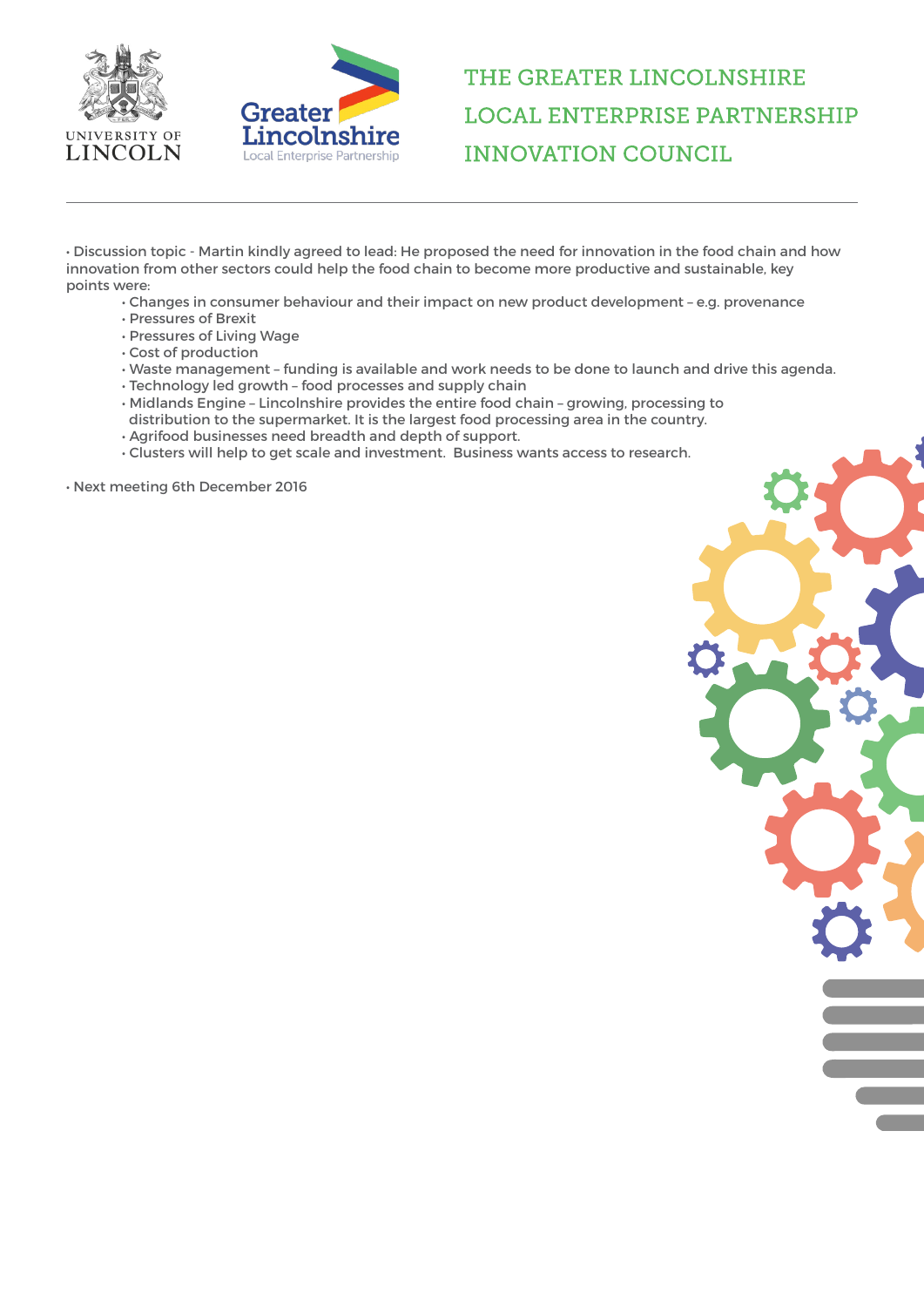# THE GREATER LINCOLNSHIRE LOCAL ENTERPRISE PARTNERSHIP INNOVATION COUNCIL

- Discussion topic - Martin kindly agreed to lead: He proposed the need for innovation in the food chain and how innovation from other sectors could help the food chain to become more productive and sustainable, key points were:
  - Changes in consumer behaviour and their impact on new product development – e.g. provenance
  - Pressures of Brexit
  - Pressures of Living Wage
  - Cost of production
  - Waste management – funding is available and work needs to be done to launch and drive this agenda.
  - Technology led growth – food processes and supply chain
  - Midlands Engine – Lincolnshire provides the entire food chain – growing, processing to distribution to the supermarket. It is the largest food processing area in the country.
  - Agrifood businesses need breadth and depth of support.
  - Clusters will help to get scale and investment. Business wants access to research.

- Next meeting 6th December 2016